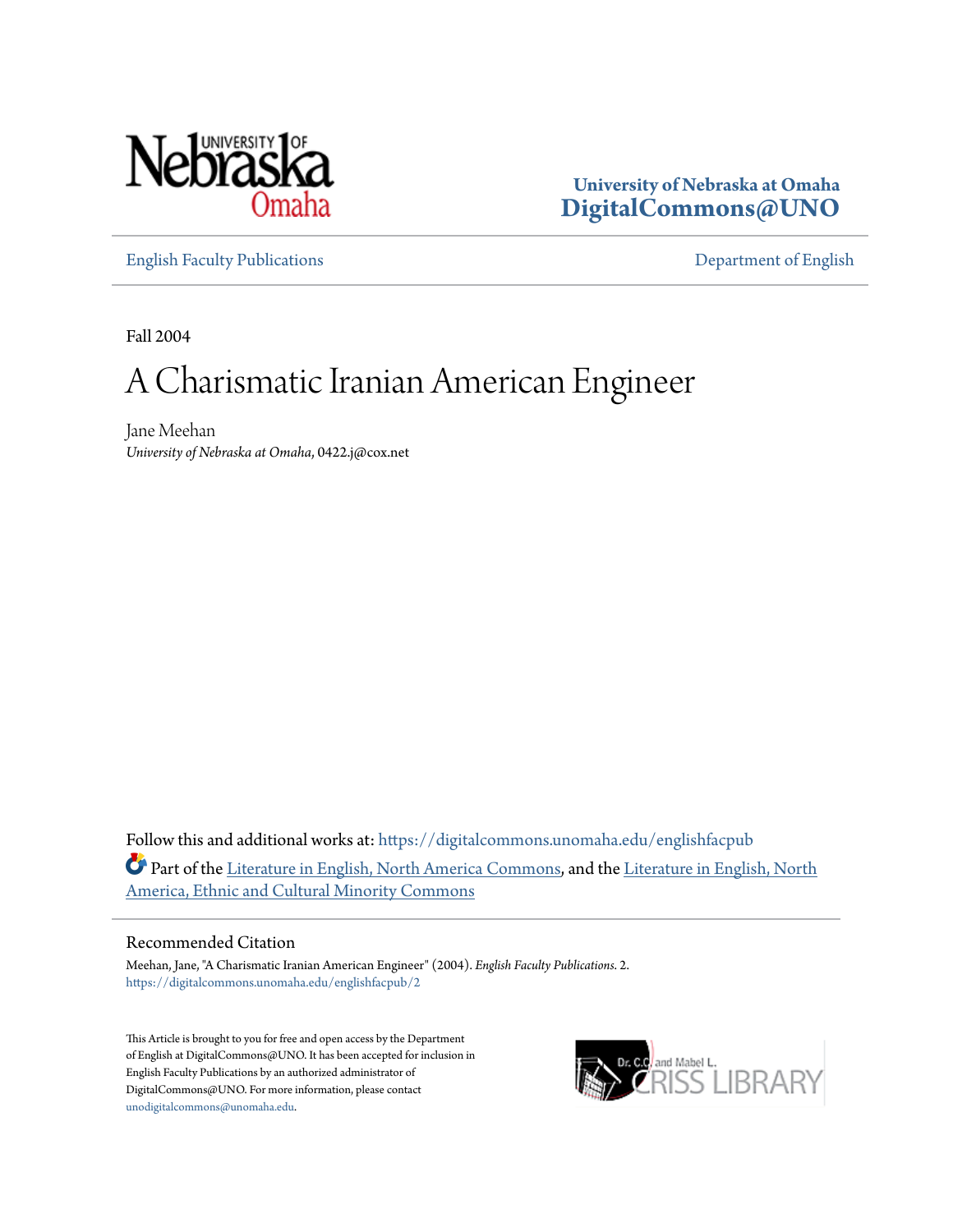University of Nebraska at Omaha
**DigitalCommons@UNO**

English Faculty Publications | Department of English

Fall 2004

# A Charismatic Iranian American Engineer

Jane Meehan
*University of Nebraska at Omaha*, 0422.j@cox.net

Follow this and additional works at: https://digitalcommons.unomaha.edu/englishfacpub

Part of the Literature in English, North America Commons, and the Literature in English, North America, Ethnic and Cultural Minority Commons

## Recommended Citation

Meehan, Jane, "A Charismatic Iranian American Engineer" (2004). *English Faculty Publications*. 2.
https://digitalcommons.unomaha.edu/englishfacpub/2

This Article is brought to you for free and open access by the Department of English at DigitalCommons@UNO. It has been accepted for inclusion in English Faculty Publications by an authorized administrator of DigitalCommons@UNO. For more information, please contact unodigitalcommons@unomaha.edu.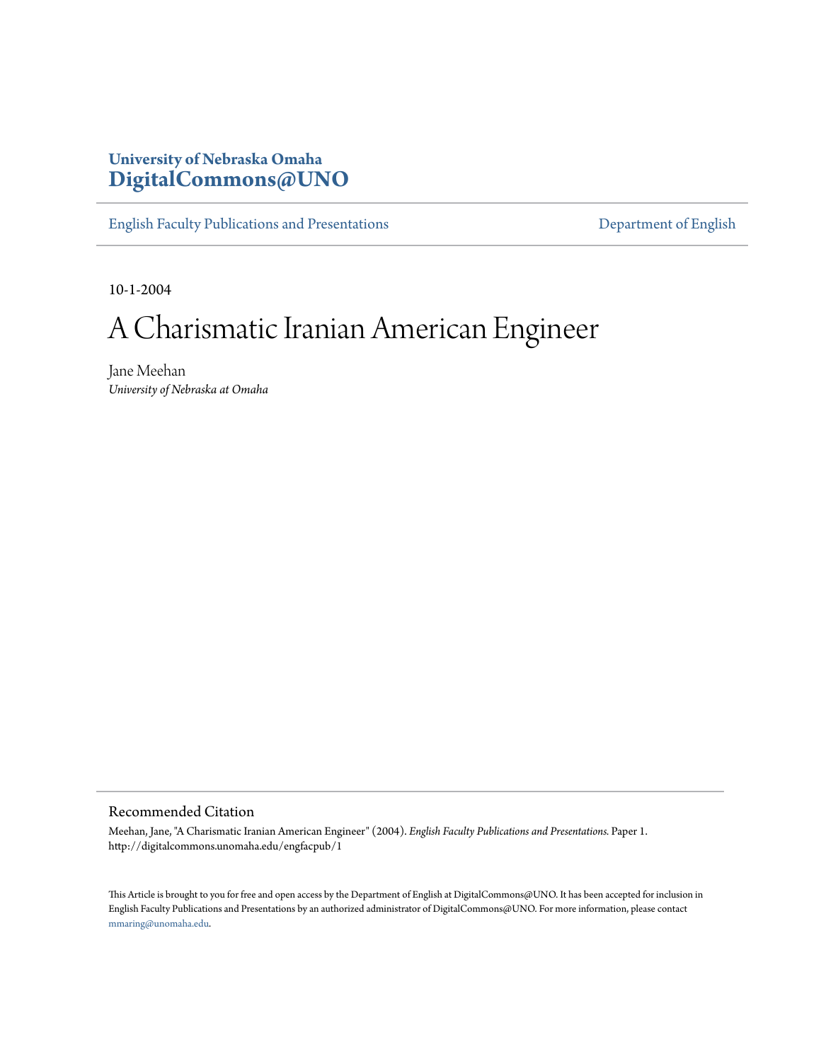**University of Nebraska Omaha**
**DigitalCommons@UNO**

English Faculty Publications and Presentations | Department of English

10-1-2004

# A Charismatic Iranian American Engineer

Jane Meehan
*University of Nebraska at Omaha*

## Recommended Citation

Meehan, Jane, "A Charismatic Iranian American Engineer" (2004). *English Faculty Publications and Presentations.* Paper 1.
http://digitalcommons.unomaha.edu/engfacpub/1

This Article is brought to you for free and open access by the Department of English at DigitalCommons@UNO. It has been accepted for inclusion in English Faculty Publications and Presentations by an authorized administrator of DigitalCommons@UNO. For more information, please contact mmaring@unomaha.edu.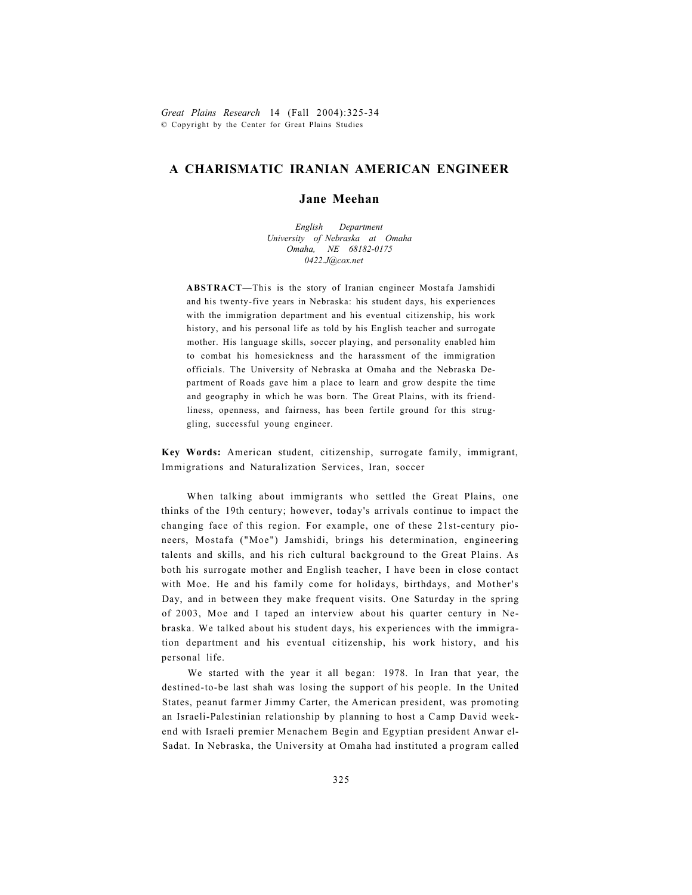# A CHARISMATIC IRANIAN AMERICAN ENGINEER

## Jane Meehan

*English Department*
*University of Nebraska at Omaha*
*Omaha, NE 68182-0175*
*0422.J@cox.net*

**ABSTRACT**—This is the story of Iranian engineer Mostafa Jamshidi and his twenty-five years in Nebraska: his student days, his experiences with the immigration department and his eventual citizenship, his work history, and his personal life as told by his English teacher and surrogate mother. His language skills, soccer playing, and personality enabled him to combat his homesickness and the harassment of the immigration officials. The University of Nebraska at Omaha and the Nebraska Department of Roads gave him a place to learn and grow despite the time and geography in which he was born. The Great Plains, with its friendliness, openness, and fairness, has been fertile ground for this struggling, successful young engineer.

**Key Words:** American student, citizenship, surrogate family, immigrant, Immigrations and Naturalization Services, Iran, soccer

When talking about immigrants who settled the Great Plains, one thinks of the 19th century; however, today's arrivals continue to impact the changing face of this region. For example, one of these 21st-century pioneers, Mostafa ("Moe") Jamshidi, brings his determination, engineering talents and skills, and his rich cultural background to the Great Plains. As both his surrogate mother and English teacher, I have been in close contact with Moe. He and his family come for holidays, birthdays, and Mother's Day, and in between they make frequent visits. One Saturday in the spring of 2003, Moe and I taped an interview about his quarter century in Nebraska. We talked about his student days, his experiences with the immigration department and his eventual citizenship, his work history, and his personal life.

We started with the year it all began: 1978. In Iran that year, the destined-to-be last shah was losing the support of his people. In the United States, peanut farmer Jimmy Carter, the American president, was promoting an Israeli-Palestinian relationship by planning to host a Camp David weekend with Israeli premier Menachem Begin and Egyptian president Anwar el-Sadat. In Nebraska, the University at Omaha had instituted a program called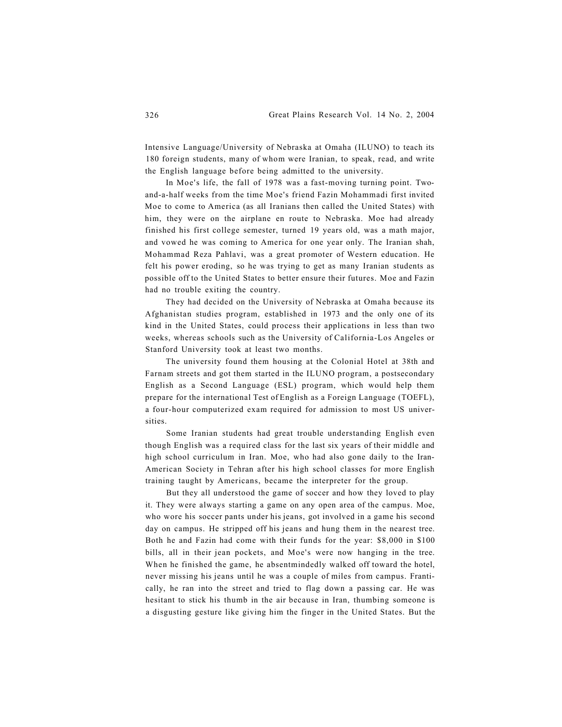Intensive Language/University of Nebraska at Omaha (ILUNO) to teach its 180 foreign students, many of whom were Iranian, to speak, read, and write the English language before being admitted to the university.

In Moe's life, the fall of 1978 was a fast-moving turning point. Two-and-a-half weeks from the time Moe's friend Fazin Mohammadi first invited Moe to come to America (as all Iranians then called the United States) with him, they were on the airplane en route to Nebraska. Moe had already finished his first college semester, turned 19 years old, was a math major, and vowed he was coming to America for one year only. The Iranian shah, Mohammad Reza Pahlavi, was a great promoter of Western education. He felt his power eroding, so he was trying to get as many Iranian students as possible off to the United States to better ensure their futures. Moe and Fazin had no trouble exiting the country.

They had decided on the University of Nebraska at Omaha because its Afghanistan studies program, established in 1973 and the only one of its kind in the United States, could process their applications in less than two weeks, whereas schools such as the University of California-Los Angeles or Stanford University took at least two months.

The university found them housing at the Colonial Hotel at 38th and Farnam streets and got them started in the ILUNO program, a postsecondary English as a Second Language (ESL) program, which would help them prepare for the international Test of English as a Foreign Language (TOEFL), a four-hour computerized exam required for admission to most US universities.

Some Iranian students had great trouble understanding English even though English was a required class for the last six years of their middle and high school curriculum in Iran. Moe, who had also gone daily to the Iran-American Society in Tehran after his high school classes for more English training taught by Americans, became the interpreter for the group.

But they all understood the game of soccer and how they loved to play it. They were always starting a game on any open area of the campus. Moe, who wore his soccer pants under his jeans, got involved in a game his second day on campus. He stripped off his jeans and hung them in the nearest tree. Both he and Fazin had come with their funds for the year: $8,000 in $100 bills, all in their jean pockets, and Moe's were now hanging in the tree. When he finished the game, he absentmindedly walked off toward the hotel, never missing his jeans until he was a couple of miles from campus. Frantically, he ran into the street and tried to flag down a passing car. He was hesitant to stick his thumb in the air because in Iran, thumbing someone is a disgusting gesture like giving him the finger in the United States. But the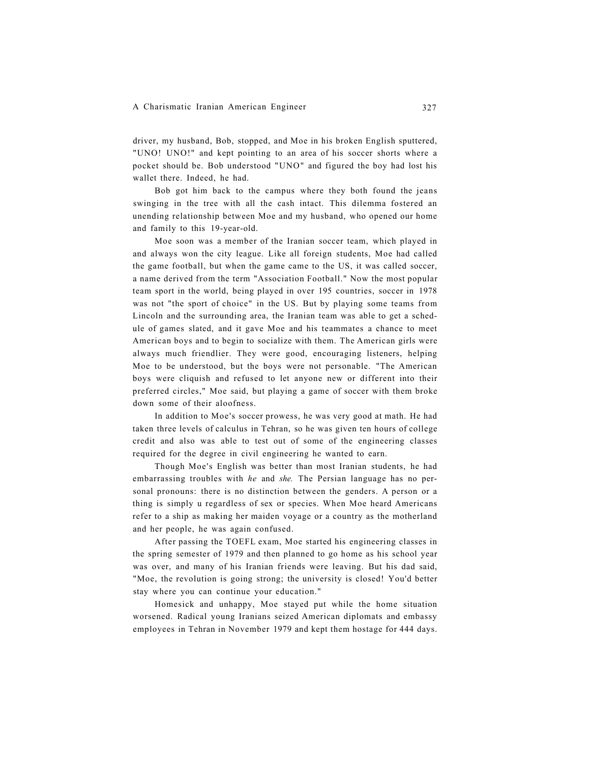driver, my husband, Bob, stopped, and Moe in his broken English sputtered, "UNO! UNO!" and kept pointing to an area of his soccer shorts where a pocket should be. Bob understood "UNO" and figured the boy had lost his wallet there. Indeed, he had.

Bob got him back to the campus where they both found the jeans swinging in the tree with all the cash intact. This dilemma fostered an unending relationship between Moe and my husband, who opened our home and family to this 19-year-old.

Moe soon was a member of the Iranian soccer team, which played in and always won the city league. Like all foreign students, Moe had called the game football, but when the game came to the US, it was called soccer, a name derived from the term "Association Football." Now the most popular team sport in the world, being played in over 195 countries, soccer in 1978 was not "the sport of choice" in the US. But by playing some teams from Lincoln and the surrounding area, the Iranian team was able to get a schedule of games slated, and it gave Moe and his teammates a chance to meet American boys and to begin to socialize with them. The American girls were always much friendlier. They were good, encouraging listeners, helping Moe to be understood, but the boys were not personable. "The American boys were cliquish and refused to let anyone new or different into their preferred circles," Moe said, but playing a game of soccer with them broke down some of their aloofness.

In addition to Moe's soccer prowess, he was very good at math. He had taken three levels of calculus in Tehran, so he was given ten hours of college credit and also was able to test out of some of the engineering classes required for the degree in civil engineering he wanted to earn.

Though Moe's English was better than most Iranian students, he had embarrassing troubles with *he* and *she.* The Persian language has no personal pronouns: there is no distinction between the genders. A person or a thing is simply u regardless of sex or species. When Moe heard Americans refer to a ship as making her maiden voyage or a country as the motherland and her people, he was again confused.

After passing the TOEFL exam, Moe started his engineering classes in the spring semester of 1979 and then planned to go home as his school year was over, and many of his Iranian friends were leaving. But his dad said, "Moe, the revolution is going strong; the university is closed! You'd better stay where you can continue your education."

Homesick and unhappy, Moe stayed put while the home situation worsened. Radical young Iranians seized American diplomats and embassy employees in Tehran in November 1979 and kept them hostage for 444 days.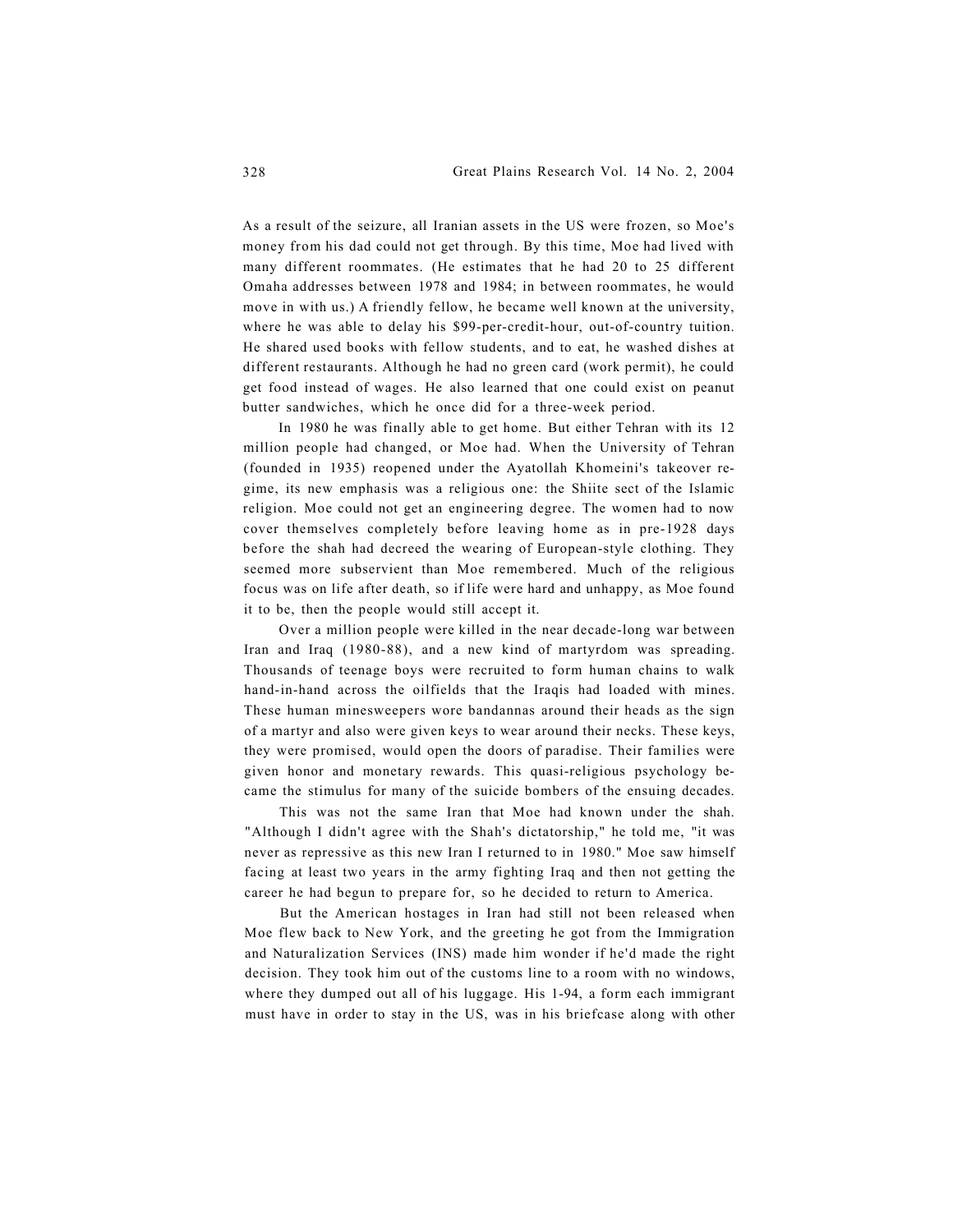As a result of the seizure, all Iranian assets in the US were frozen, so Moe's money from his dad could not get through. By this time, Moe had lived with many different roommates. (He estimates that he had 20 to 25 different Omaha addresses between 1978 and 1984; in between roommates, he would move in with us.) A friendly fellow, he became well known at the university, where he was able to delay his $99-per-credit-hour, out-of-country tuition. He shared used books with fellow students, and to eat, he washed dishes at different restaurants. Although he had no green card (work permit), he could get food instead of wages. He also learned that one could exist on peanut butter sandwiches, which he once did for a three-week period.

In 1980 he was finally able to get home. But either Tehran with its 12 million people had changed, or Moe had. When the University of Tehran (founded in 1935) reopened under the Ayatollah Khomeini's takeover regime, its new emphasis was a religious one: the Shiite sect of the Islamic religion. Moe could not get an engineering degree. The women had to now cover themselves completely before leaving home as in pre-1928 days before the shah had decreed the wearing of European-style clothing. They seemed more subservient than Moe remembered. Much of the religious focus was on life after death, so if life were hard and unhappy, as Moe found it to be, then the people would still accept it.

Over a million people were killed in the near decade-long war between Iran and Iraq (1980-88), and a new kind of martyrdom was spreading. Thousands of teenage boys were recruited to form human chains to walk hand-in-hand across the oilfields that the Iraqis had loaded with mines. These human minesweepers wore bandannas around their heads as the sign of a martyr and also were given keys to wear around their necks. These keys, they were promised, would open the doors of paradise. Their families were given honor and monetary rewards. This quasi-religious psychology became the stimulus for many of the suicide bombers of the ensuing decades.

This was not the same Iran that Moe had known under the shah. "Although I didn't agree with the Shah's dictatorship," he told me, "it was never as repressive as this new Iran I returned to in 1980." Moe saw himself facing at least two years in the army fighting Iraq and then not getting the career he had begun to prepare for, so he decided to return to America.

But the American hostages in Iran had still not been released when Moe flew back to New York, and the greeting he got from the Immigration and Naturalization Services (INS) made him wonder if he'd made the right decision. They took him out of the customs line to a room with no windows, where they dumped out all of his luggage. His 1-94, a form each immigrant must have in order to stay in the US, was in his briefcase along with other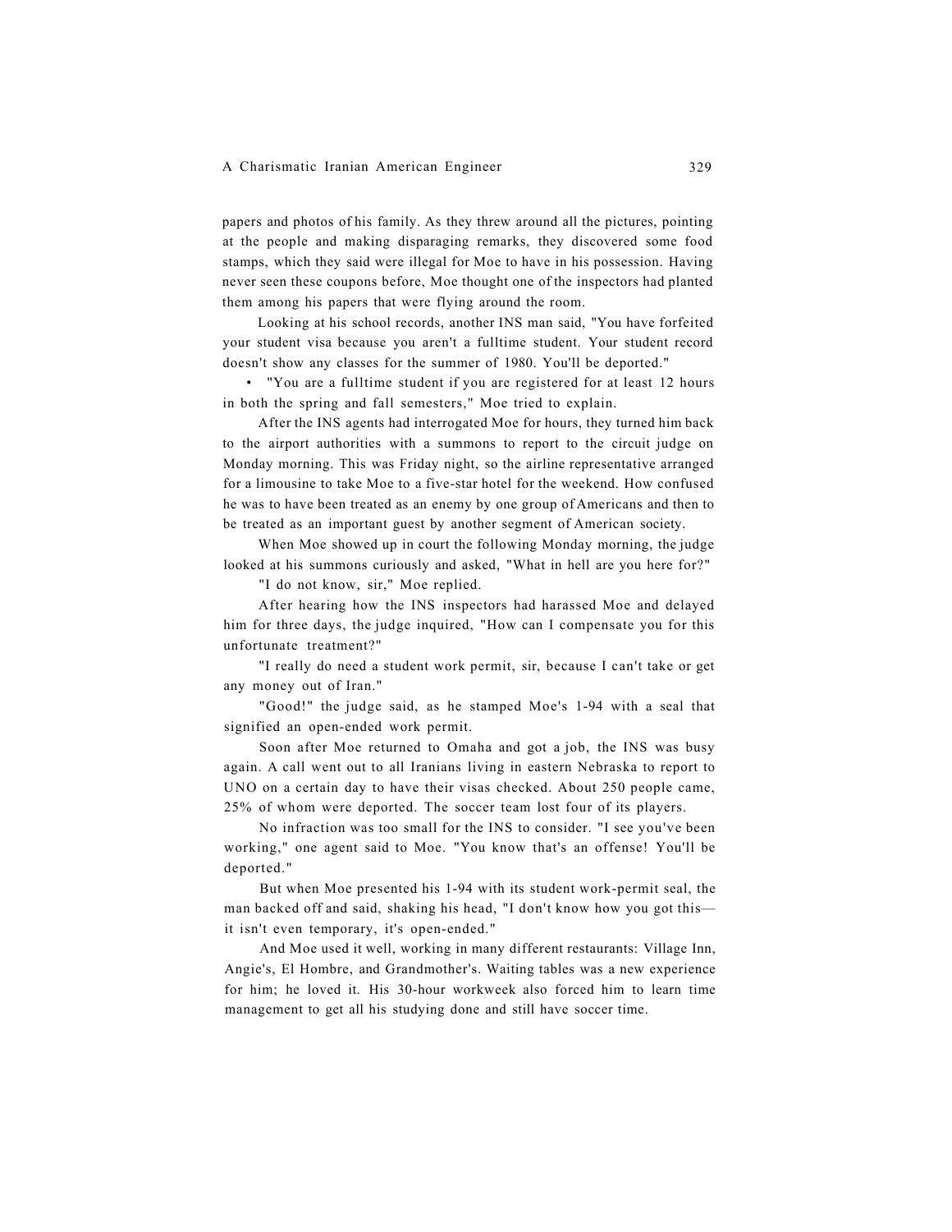papers and photos of his family. As they threw around all the pictures, pointing at the people and making disparaging remarks, they discovered some food stamps, which they said were illegal for Moe to have in his possession. Having never seen these coupons before, Moe thought one of the inspectors had planted them among his papers that were flying around the room.

Looking at his school records, another INS man said, "You have forfeited your student visa because you aren't a fulltime student. Your student record doesn't show any classes for the summer of 1980. You'll be deported."

• "You are a fulltime student if you are registered for at least 12 hours in both the spring and fall semesters," Moe tried to explain.

After the INS agents had interrogated Moe for hours, they turned him back to the airport authorities with a summons to report to the circuit judge on Monday morning. This was Friday night, so the airline representative arranged for a limousine to take Moe to a five-star hotel for the weekend. How confused he was to have been treated as an enemy by one group of Americans and then to be treated as an important guest by another segment of American society.

When Moe showed up in court the following Monday morning, the judge looked at his summons curiously and asked, "What in hell are you here for?"

"I do not know, sir," Moe replied.

After hearing how the INS inspectors had harassed Moe and delayed him for three days, the judge inquired, "How can I compensate you for this unfortunate treatment?"

"I really do need a student work permit, sir, because I can't take or get any money out of Iran."

"Good!" the judge said, as he stamped Moe's 1-94 with a seal that signified an open-ended work permit.

Soon after Moe returned to Omaha and got a job, the INS was busy again. A call went out to all Iranians living in eastern Nebraska to report to UNO on a certain day to have their visas checked. About 250 people came, 25% of whom were deported. The soccer team lost four of its players.

No infraction was too small for the INS to consider. "I see you've been working," one agent said to Moe. "You know that's an offense! You'll be deported."

But when Moe presented his 1-94 with its student work-permit seal, the man backed off and said, shaking his head, "I don't know how you got this— it isn't even temporary, it's open-ended."

And Moe used it well, working in many different restaurants: Village Inn, Angie's, El Hombre, and Grandmother's. Waiting tables was a new experience for him; he loved it. His 30-hour workweek also forced him to learn time management to get all his studying done and still have soccer time.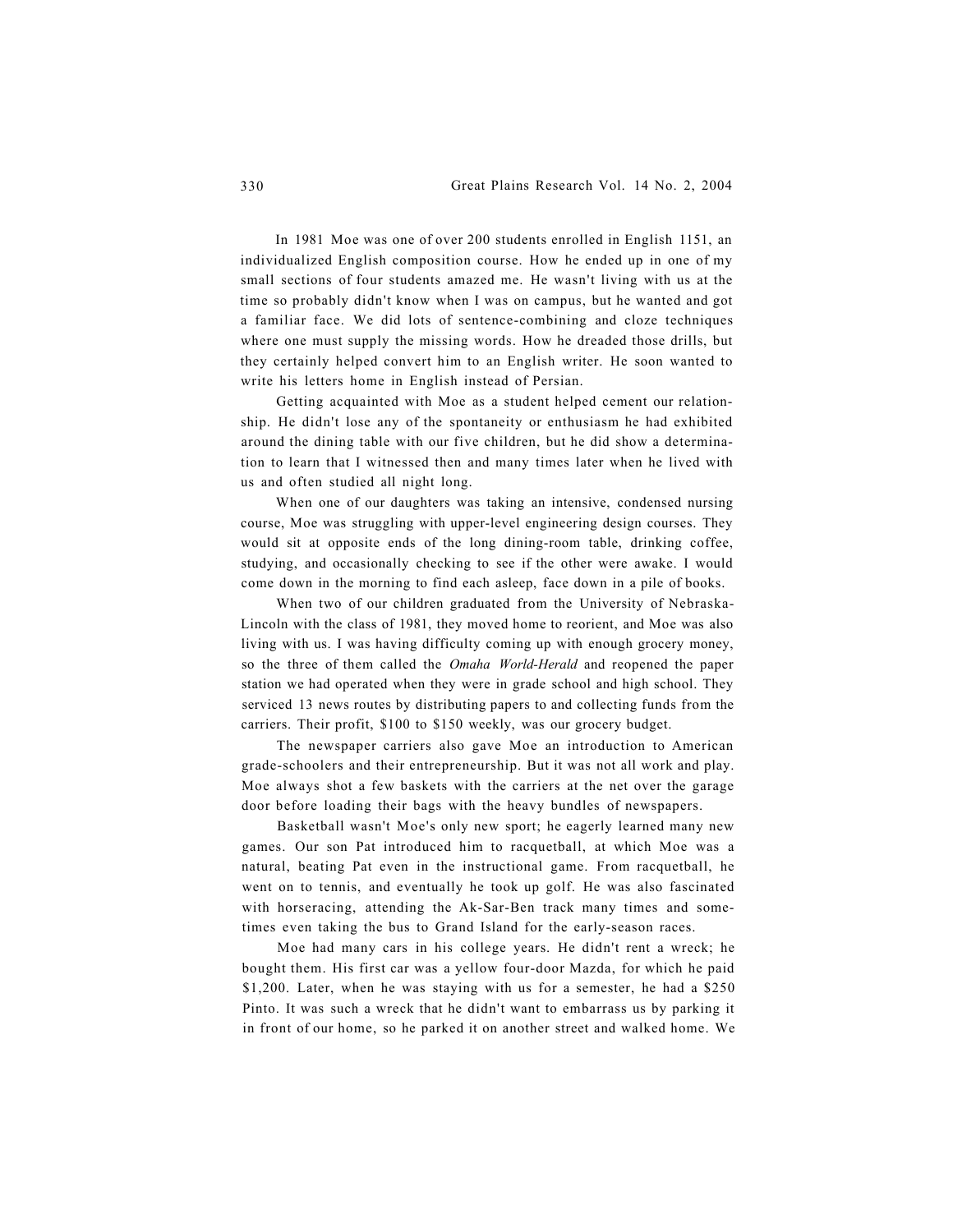In 1981 Moe was one of over 200 students enrolled in English 1151, an individualized English composition course. How he ended up in one of my small sections of four students amazed me. He wasn't living with us at the time so probably didn't know when I was on campus, but he wanted and got a familiar face. We did lots of sentence-combining and cloze techniques where one must supply the missing words. How he dreaded those drills, but they certainly helped convert him to an English writer. He soon wanted to write his letters home in English instead of Persian.

Getting acquainted with Moe as a student helped cement our relationship. He didn't lose any of the spontaneity or enthusiasm he had exhibited around the dining table with our five children, but he did show a determination to learn that I witnessed then and many times later when he lived with us and often studied all night long.

When one of our daughters was taking an intensive, condensed nursing course, Moe was struggling with upper-level engineering design courses. They would sit at opposite ends of the long dining-room table, drinking coffee, studying, and occasionally checking to see if the other were awake. I would come down in the morning to find each asleep, face down in a pile of books.

When two of our children graduated from the University of Nebraska-Lincoln with the class of 1981, they moved home to reorient, and Moe was also living with us. I was having difficulty coming up with enough grocery money, so the three of them called the *Omaha World-Herald* and reopened the paper station we had operated when they were in grade school and high school. They serviced 13 news routes by distributing papers to and collecting funds from the carriers. Their profit, $100 to $150 weekly, was our grocery budget.

The newspaper carriers also gave Moe an introduction to American grade-schoolers and their entrepreneurship. But it was not all work and play. Moe always shot a few baskets with the carriers at the net over the garage door before loading their bags with the heavy bundles of newspapers.

Basketball wasn't Moe's only new sport; he eagerly learned many new games. Our son Pat introduced him to racquetball, at which Moe was a natural, beating Pat even in the instructional game. From racquetball, he went on to tennis, and eventually he took up golf. He was also fascinated with horseracing, attending the Ak-Sar-Ben track many times and sometimes even taking the bus to Grand Island for the early-season races.

Moe had many cars in his college years. He didn't rent a wreck; he bought them. His first car was a yellow four-door Mazda, for which he paid $1,200. Later, when he was staying with us for a semester, he had a $250 Pinto. It was such a wreck that he didn't want to embarrass us by parking it in front of our home, so he parked it on another street and walked home. We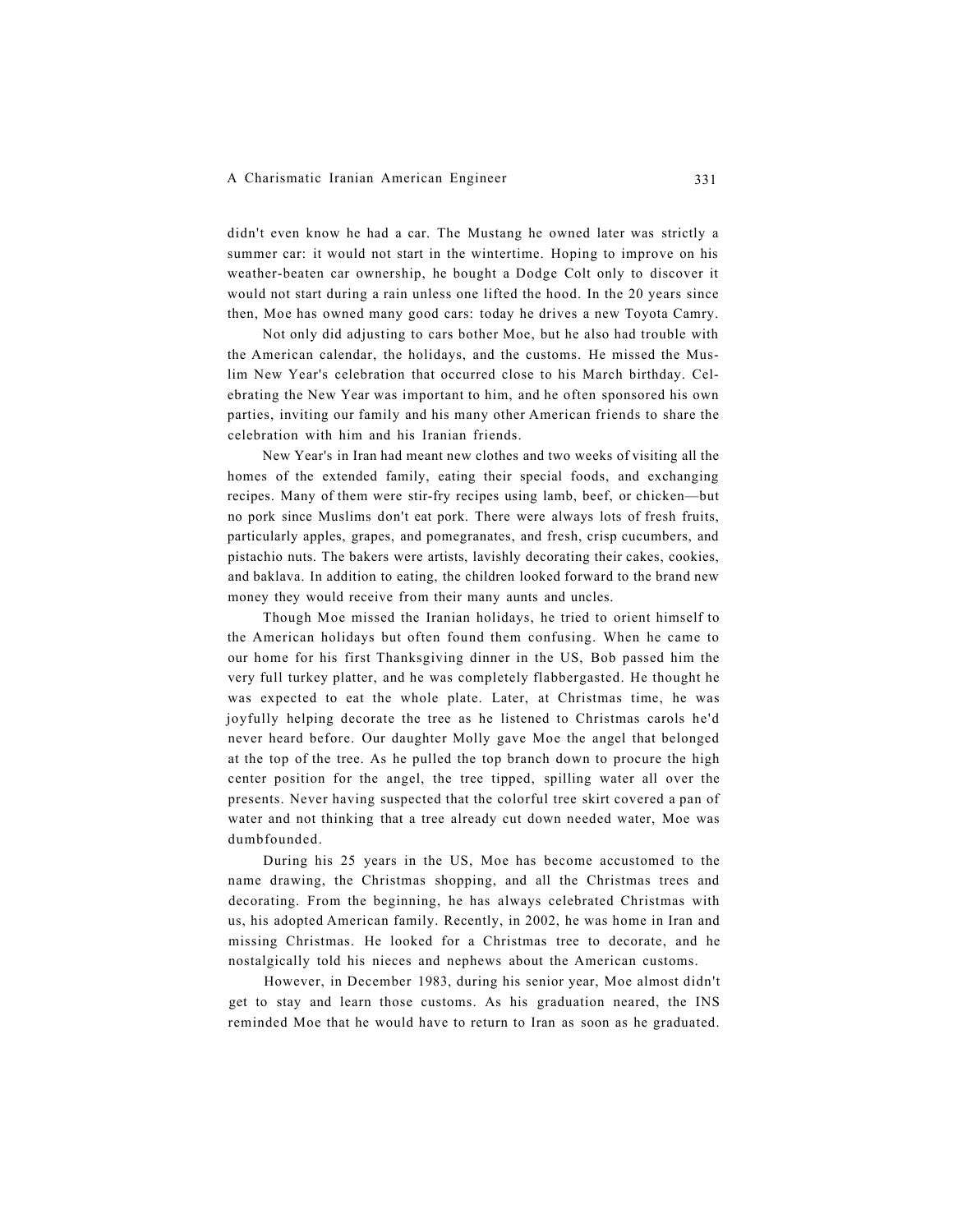didn't even know he had a car. The Mustang he owned later was strictly a summer car: it would not start in the wintertime. Hoping to improve on his weather-beaten car ownership, he bought a Dodge Colt only to discover it would not start during a rain unless one lifted the hood. In the 20 years since then, Moe has owned many good cars: today he drives a new Toyota Camry.

Not only did adjusting to cars bother Moe, but he also had trouble with the American calendar, the holidays, and the customs. He missed the Muslim New Year's celebration that occurred close to his March birthday. Celebrating the New Year was important to him, and he often sponsored his own parties, inviting our family and his many other American friends to share the celebration with him and his Iranian friends.

New Year's in Iran had meant new clothes and two weeks of visiting all the homes of the extended family, eating their special foods, and exchanging recipes. Many of them were stir-fry recipes using lamb, beef, or chicken—but no pork since Muslims don't eat pork. There were always lots of fresh fruits, particularly apples, grapes, and pomegranates, and fresh, crisp cucumbers, and pistachio nuts. The bakers were artists, lavishly decorating their cakes, cookies, and baklava. In addition to eating, the children looked forward to the brand new money they would receive from their many aunts and uncles.

Though Moe missed the Iranian holidays, he tried to orient himself to the American holidays but often found them confusing. When he came to our home for his first Thanksgiving dinner in the US, Bob passed him the very full turkey platter, and he was completely flabbergasted. He thought he was expected to eat the whole plate. Later, at Christmas time, he was joyfully helping decorate the tree as he listened to Christmas carols he'd never heard before. Our daughter Molly gave Moe the angel that belonged at the top of the tree. As he pulled the top branch down to procure the high center position for the angel, the tree tipped, spilling water all over the presents. Never having suspected that the colorful tree skirt covered a pan of water and not thinking that a tree already cut down needed water, Moe was dumbfounded.

During his 25 years in the US, Moe has become accustomed to the name drawing, the Christmas shopping, and all the Christmas trees and decorating. From the beginning, he has always celebrated Christmas with us, his adopted American family. Recently, in 2002, he was home in Iran and missing Christmas. He looked for a Christmas tree to decorate, and he nostalgically told his nieces and nephews about the American customs.

However, in December 1983, during his senior year, Moe almost didn't get to stay and learn those customs. As his graduation neared, the INS reminded Moe that he would have to return to Iran as soon as he graduated.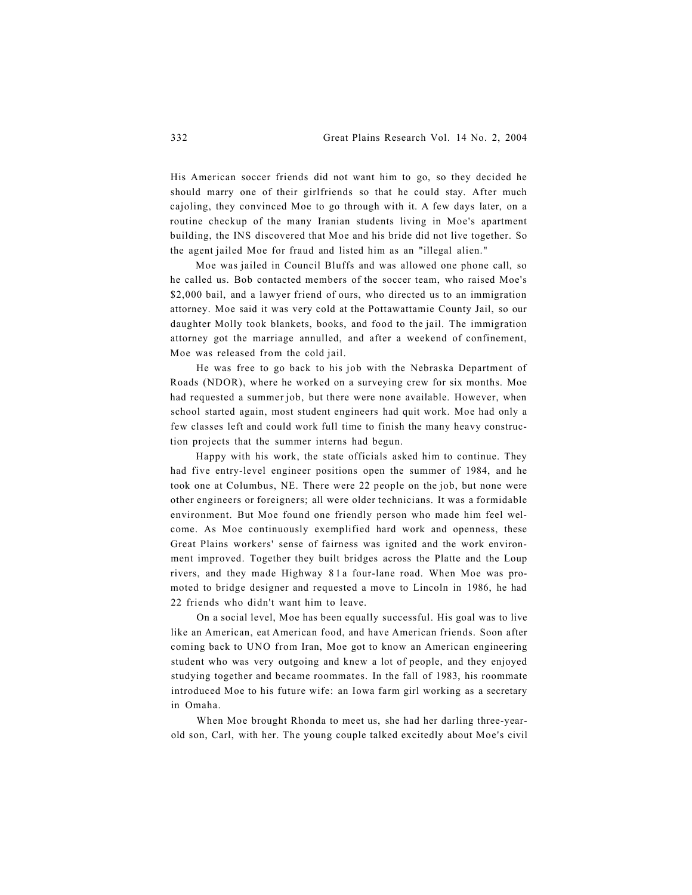His American soccer friends did not want him to go, so they decided he should marry one of their girlfriends so that he could stay. After much cajoling, they convinced Moe to go through with it. A few days later, on a routine checkup of the many Iranian students living in Moe's apartment building, the INS discovered that Moe and his bride did not live together. So the agent jailed Moe for fraud and listed him as an "illegal alien."

Moe was jailed in Council Bluffs and was allowed one phone call, so he called us. Bob contacted members of the soccer team, who raised Moe's $2,000 bail, and a lawyer friend of ours, who directed us to an immigration attorney. Moe said it was very cold at the Pottawattamie County Jail, so our daughter Molly took blankets, books, and food to the jail. The immigration attorney got the marriage annulled, and after a weekend of confinement, Moe was released from the cold jail.

He was free to go back to his job with the Nebraska Department of Roads (NDOR), where he worked on a surveying crew for six months. Moe had requested a summer job, but there were none available. However, when school started again, most student engineers had quit work. Moe had only a few classes left and could work full time to finish the many heavy construction projects that the summer interns had begun.

Happy with his work, the state officials asked him to continue. They had five entry-level engineer positions open the summer of 1984, and he took one at Columbus, NE. There were 22 people on the job, but none were other engineers or foreigners; all were older technicians. It was a formidable environment. But Moe found one friendly person who made him feel welcome. As Moe continuously exemplified hard work and openness, these Great Plains workers' sense of fairness was ignited and the work environment improved. Together they built bridges across the Platte and the Loup rivers, and they made Highway 81 a four-lane road. When Moe was promoted to bridge designer and requested a move to Lincoln in 1986, he had 22 friends who didn't want him to leave.

On a social level, Moe has been equally successful. His goal was to live like an American, eat American food, and have American friends. Soon after coming back to UNO from Iran, Moe got to know an American engineering student who was very outgoing and knew a lot of people, and they enjoyed studying together and became roommates. In the fall of 1983, his roommate introduced Moe to his future wife: an Iowa farm girl working as a secretary in Omaha.

When Moe brought Rhonda to meet us, she had her darling three-year-old son, Carl, with her. The young couple talked excitedly about Moe's civil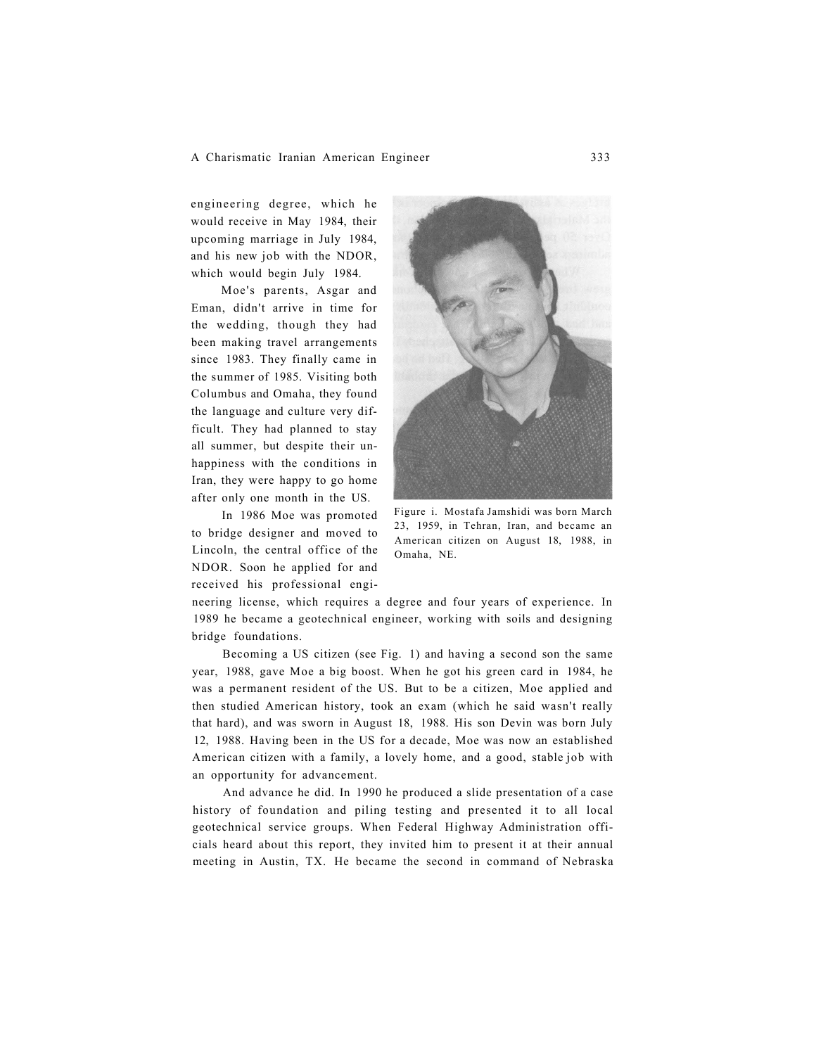engineering degree, which he would receive in May 1984, their upcoming marriage in July 1984, and his new job with the NDOR, which would begin July 1984.

Moe's parents, Asgar and Eman, didn't arrive in time for the wedding, though they had been making travel arrangements since 1983. They finally came in the summer of 1985. Visiting both Columbus and Omaha, they found the language and culture very difficult. They had planned to stay all summer, but despite their unhappiness with the conditions in Iran, they were happy to go home after only one month in the US.

In 1986 Moe was promoted to bridge designer and moved to Lincoln, the central office of the NDOR. Soon he applied for and received his professional engineering license, which requires a degree and four years of experience. In 1989 he became a geotechnical engineer, working with soils and designing bridge foundations.

Figure i. Mostafa Jamshidi was born March 23, 1959, in Tehran, Iran, and became an American citizen on August 18, 1988, in Omaha, NE.

Becoming a US citizen (see Fig. 1) and having a second son the same year, 1988, gave Moe a big boost. When he got his green card in 1984, he was a permanent resident of the US. But to be a citizen, Moe applied and then studied American history, took an exam (which he said wasn't really that hard), and was sworn in August 18, 1988. His son Devin was born July 12, 1988. Having been in the US for a decade, Moe was now an established American citizen with a family, a lovely home, and a good, stable job with an opportunity for advancement.

And advance he did. In 1990 he produced a slide presentation of a case history of foundation and piling testing and presented it to all local geotechnical service groups. When Federal Highway Administration officials heard about this report, they invited him to present it at their annual meeting in Austin, TX. He became the second in command of Nebraska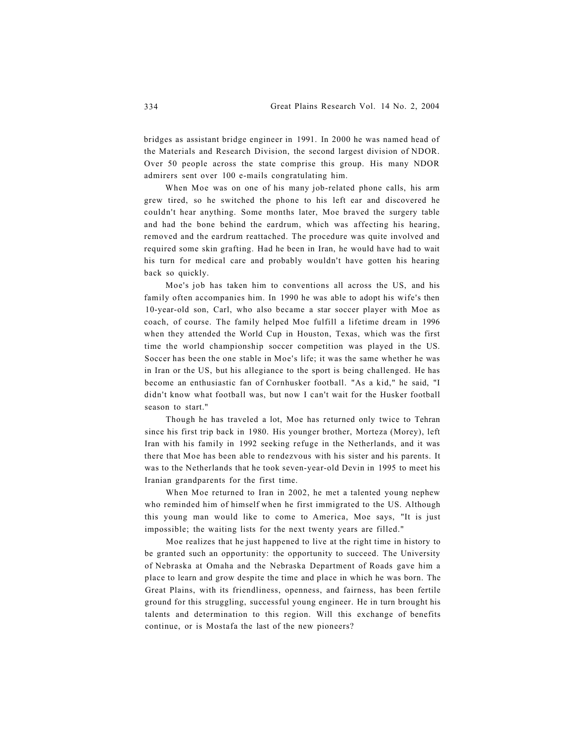bridges as assistant bridge engineer in 1991. In 2000 he was named head of the Materials and Research Division, the second largest division of NDOR. Over 50 people across the state comprise this group. His many NDOR admirers sent over 100 e-mails congratulating him.

When Moe was on one of his many job-related phone calls, his arm grew tired, so he switched the phone to his left ear and discovered he couldn't hear anything. Some months later, Moe braved the surgery table and had the bone behind the eardrum, which was affecting his hearing, removed and the eardrum reattached. The procedure was quite involved and required some skin grafting. Had he been in Iran, he would have had to wait his turn for medical care and probably wouldn't have gotten his hearing back so quickly.

Moe's job has taken him to conventions all across the US, and his family often accompanies him. In 1990 he was able to adopt his wife's then 10-year-old son, Carl, who also became a star soccer player with Moe as coach, of course. The family helped Moe fulfill a lifetime dream in 1996 when they attended the World Cup in Houston, Texas, which was the first time the world championship soccer competition was played in the US. Soccer has been the one stable in Moe's life; it was the same whether he was in Iran or the US, but his allegiance to the sport is being challenged. He has become an enthusiastic fan of Cornhusker football. "As a kid," he said, "I didn't know what football was, but now I can't wait for the Husker football season to start."

Though he has traveled a lot, Moe has returned only twice to Tehran since his first trip back in 1980. His younger brother, Morteza (Morey), left Iran with his family in 1992 seeking refuge in the Netherlands, and it was there that Moe has been able to rendezvous with his sister and his parents. It was to the Netherlands that he took seven-year-old Devin in 1995 to meet his Iranian grandparents for the first time.

When Moe returned to Iran in 2002, he met a talented young nephew who reminded him of himself when he first immigrated to the US. Although this young man would like to come to America, Moe says, "It is just impossible; the waiting lists for the next twenty years are filled."

Moe realizes that he just happened to live at the right time in history to be granted such an opportunity: the opportunity to succeed. The University of Nebraska at Omaha and the Nebraska Department of Roads gave him a place to learn and grow despite the time and place in which he was born. The Great Plains, with its friendliness, openness, and fairness, has been fertile ground for this struggling, successful young engineer. He in turn brought his talents and determination to this region. Will this exchange of benefits continue, or is Mostafa the last of the new pioneers?